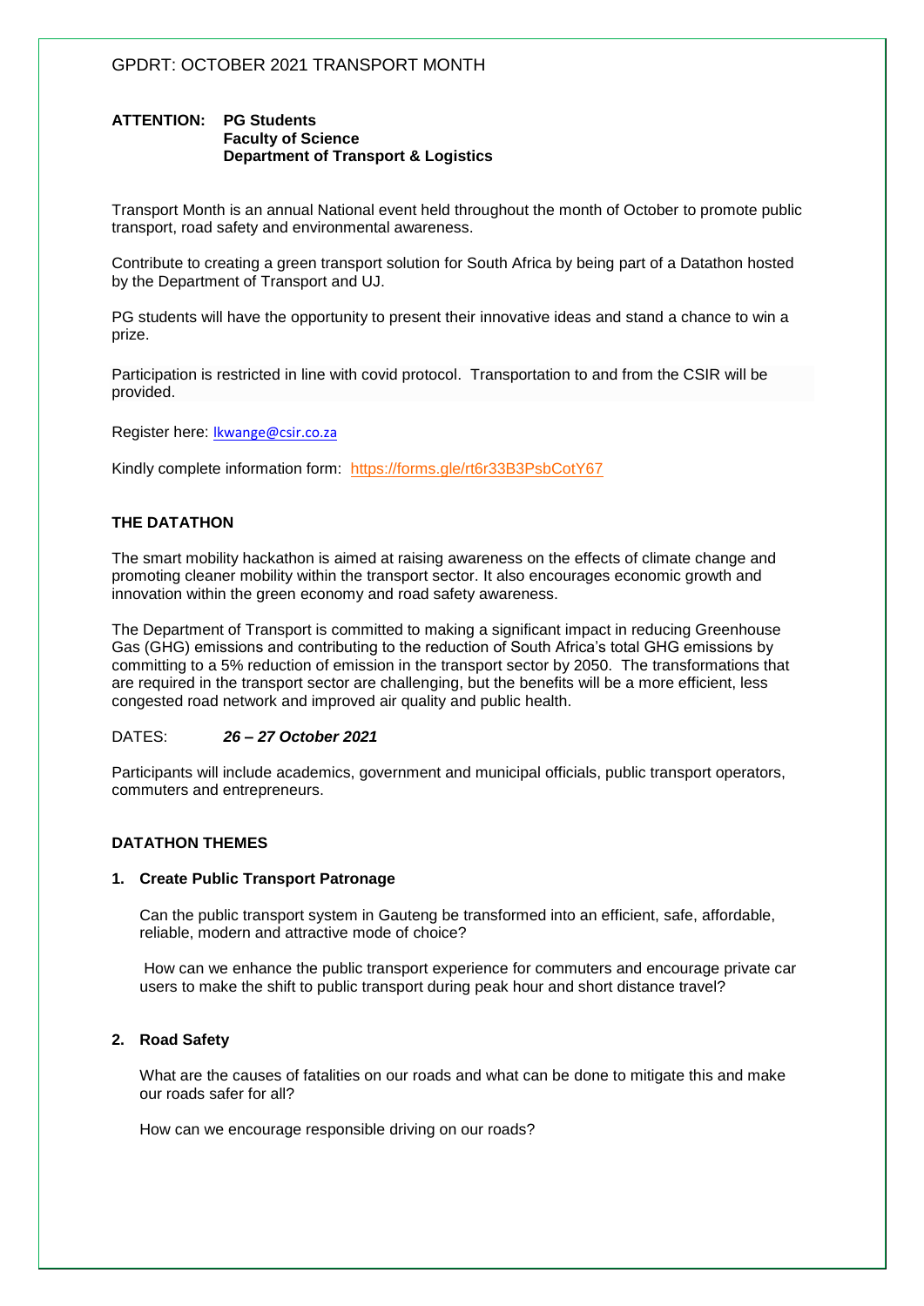GPDRT: OCTOBER 2021 TRANSPORT MONTH

**ATTENTION: PG Students**
**Faculty of Science**
**Department of Transport & Logistics**

Transport Month is an annual National event held throughout the month of October to promote public transport, road safety and environmental awareness.

Contribute to creating a green transport solution for South Africa by being part of a Datathon hosted by the Department of Transport and UJ.

PG students will have the opportunity to present their innovative ideas and stand a chance to win a prize.

Participation is restricted in line with covid protocol. Transportation to and from the CSIR will be provided.

Register here: lkwange@csir.co.za

Kindly complete information form: https://forms.gle/rt6r33B3PsbCotY67

## THE DATATHON

The smart mobility hackathon is aimed at raising awareness on the effects of climate change and promoting cleaner mobility within the transport sector. It also encourages economic growth and innovation within the green economy and road safety awareness.

The Department of Transport is committed to making a significant impact in reducing Greenhouse Gas (GHG) emissions and contributing to the reduction of South Africa's total GHG emissions by committing to a 5% reduction of emission in the transport sector by 2050. The transformations that are required in the transport sector are challenging, but the benefits will be a more efficient, less congested road network and improved air quality and public health.

DATES: ***26 – 27 October 2021***

Participants will include academics, government and municipal officials, public transport operators, commuters and entrepreneurs.

## DATATHON THEMES

### 1. Create Public Transport Patronage

Can the public transport system in Gauteng be transformed into an efficient, safe, affordable, reliable, modern and attractive mode of choice?

How can we enhance the public transport experience for commuters and encourage private car users to make the shift to public transport during peak hour and short distance travel?

### 2. Road Safety

What are the causes of fatalities on our roads and what can be done to mitigate this and make our roads safer for all?

How can we encourage responsible driving on our roads?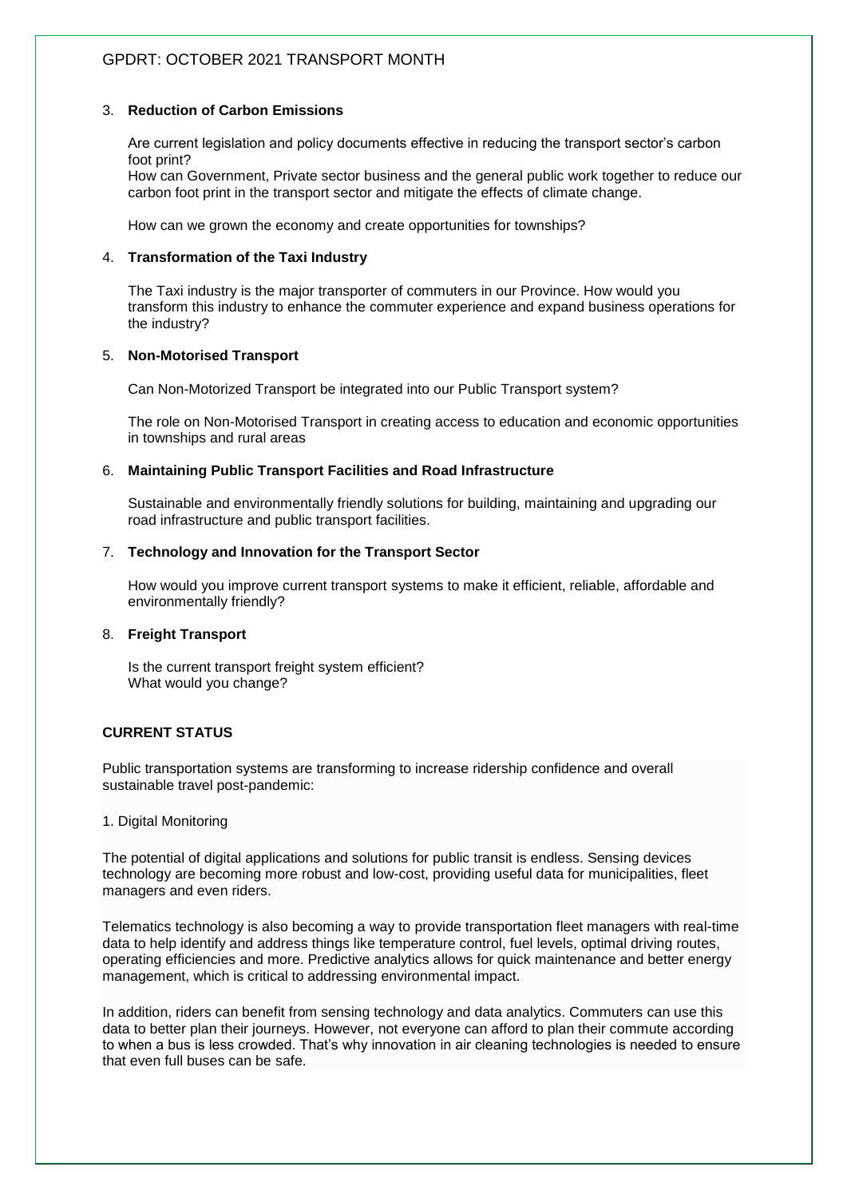3. **Reduction of Carbon Emissions**

   Are current legislation and policy documents effective in reducing the transport sector's carbon foot print?
   How can Government, Private sector business and the general public work together to reduce our carbon foot print in the transport sector and mitigate the effects of climate change.

   How can we grown the economy and create opportunities for townships?

4. **Transformation of the Taxi Industry**

   The Taxi industry is the major transporter of commuters in our Province. How would you transform this industry to enhance the commuter experience and expand business operations for the industry?

5. **Non-Motorised Transport**

   Can Non-Motorized Transport be integrated into our Public Transport system?

   The role on Non-Motorised Transport in creating access to education and economic opportunities in townships and rural areas

6. **Maintaining Public Transport Facilities and Road Infrastructure**

   Sustainable and environmentally friendly solutions for building, maintaining and upgrading our road infrastructure and public transport facilities.

7. **Technology and Innovation for the Transport Sector**

   How would you improve current transport systems to make it efficient, reliable, affordable and environmentally friendly?

8. **Freight Transport**

   Is the current transport freight system efficient?
   What would you change?

**CURRENT STATUS**

Public transportation systems are transforming to increase ridership confidence and overall sustainable travel post-pandemic:

1. Digital Monitoring

The potential of digital applications and solutions for public transit is endless. Sensing devices technology are becoming more robust and low-cost, providing useful data for municipalities, fleet managers and even riders.

Telematics technology is also becoming a way to provide transportation fleet managers with real-time data to help identify and address things like temperature control, fuel levels, optimal driving routes, operating efficiencies and more. Predictive analytics allows for quick maintenance and better energy management, which is critical to addressing environmental impact.

In addition, riders can benefit from sensing technology and data analytics. Commuters can use this data to better plan their journeys. However, not everyone can afford to plan their commute according to when a bus is less crowded. That's why innovation in air cleaning technologies is needed to ensure that even full buses can be safe.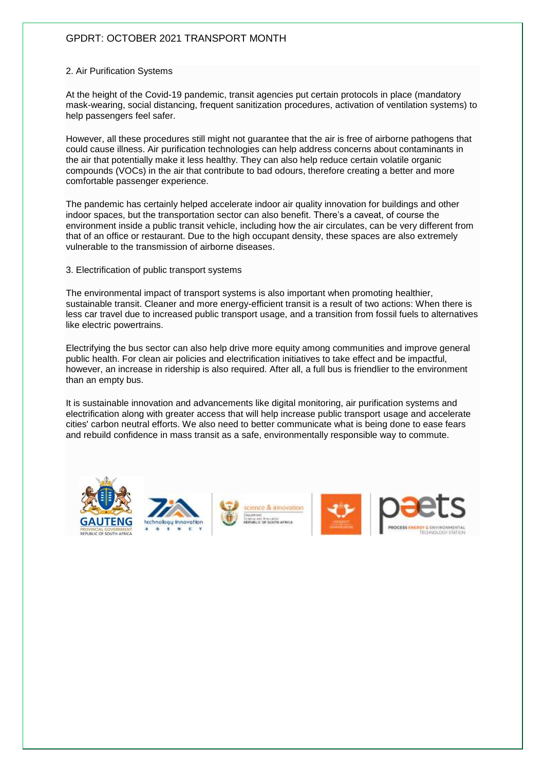2. Air Purification Systems

At the height of the Covid-19 pandemic, transit agencies put certain protocols in place (mandatory mask-wearing, social distancing, frequent sanitization procedures, activation of ventilation systems) to help passengers feel safer.

However, all these procedures still might not guarantee that the air is free of airborne pathogens that could cause illness. Air purification technologies can help address concerns about contaminants in the air that potentially make it less healthy. They can also help reduce certain volatile organic compounds (VOCs) in the air that contribute to bad odours, therefore creating a better and more comfortable passenger experience.

The pandemic has certainly helped accelerate indoor air quality innovation for buildings and other indoor spaces, but the transportation sector can also benefit. There's a caveat, of course the environment inside a public transit vehicle, including how the air circulates, can be very different from that of an office or restaurant. Due to the high occupant density, these spaces are also extremely vulnerable to the transmission of airborne diseases.

3. Electrification of public transport systems

The environmental impact of transport systems is also important when promoting healthier, sustainable transit. Cleaner and more energy-efficient transit is a result of two actions: When there is less car travel due to increased public transport usage, and a transition from fossil fuels to alternatives like electric powertrains.

Electrifying the bus sector can also help drive more equity among communities and improve general public health. For clean air policies and electrification initiatives to take effect and be impactful, however, an increase in ridership is also required. After all, a full bus is friendlier to the environment than an empty bus.

It is sustainable innovation and advancements like digital monitoring, air purification systems and electrification along with greater access that will help increase public transport usage and accelerate cities' carbon neutral efforts. We also need to better communicate what is being done to ease fears and rebuild confidence in mass transit as a safe, environmentally responsible way to commute.